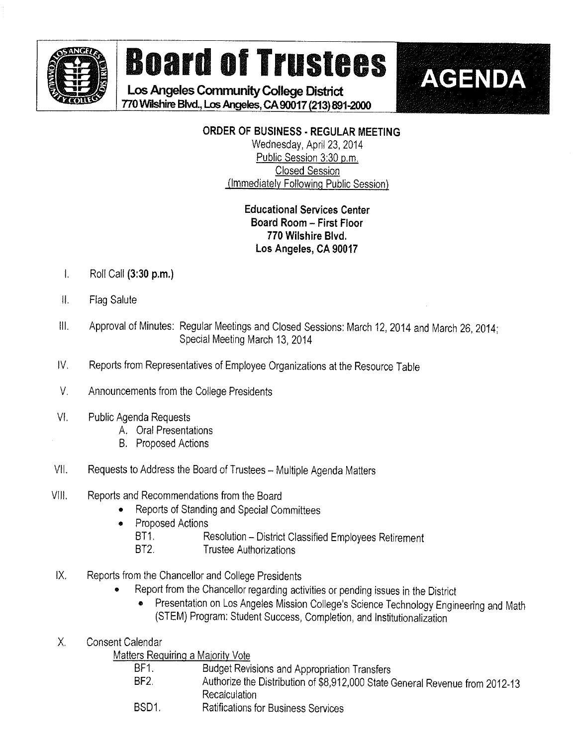# Board of Trustees

**Los Angeles Community College District**
**770 Wilshire Blvd., Los Angeles, CA 90017 (213) 891-2000**

**AGENDA**

**ORDER OF BUSINESS - REGULAR MEETING**
Wednesday, April 23, 2014
Public Session 3:30 p.m.
Closed Session
(Immediately Following Public Session)

**Educational Services Center**
**Board Room – First Floor**
**770 Wilshire Blvd.**
**Los Angeles, CA 90017**

I. Roll Call **(3:30 p.m.)**

II. Flag Salute

III. Approval of Minutes: Regular Meetings and Closed Sessions: March 12, 2014 and March 26, 2014; Special Meeting March 13, 2014

IV. Reports from Representatives of Employee Organizations at the Resource Table

V. Announcements from the College Presidents

VI. Public Agenda Requests
   A. Oral Presentations
   B. Proposed Actions

VII. Requests to Address the Board of Trustees – Multiple Agenda Matters

VIII. Reports and Recommendations from the Board
   - Reports of Standing and Special Committees
   - Proposed Actions
     - BT1. Resolution – District Classified Employees Retirement
     - BT2. Trustee Authorizations

IX. Reports from the Chancellor and College Presidents
   - Report from the Chancellor regarding activities or pending issues in the District
     - Presentation on Los Angeles Mission College's Science Technology Engineering and Math (STEM) Program: Student Success, Completion, and Institutionalization

X. Consent Calendar

   Matters Requiring a Majority Vote
   - BF1. Budget Revisions and Appropriation Transfers
   - BF2. Authorize the Distribution of $8,912,000 State General Revenue from 2012-13 Recalculation
   - BSD1. Ratifications for Business Services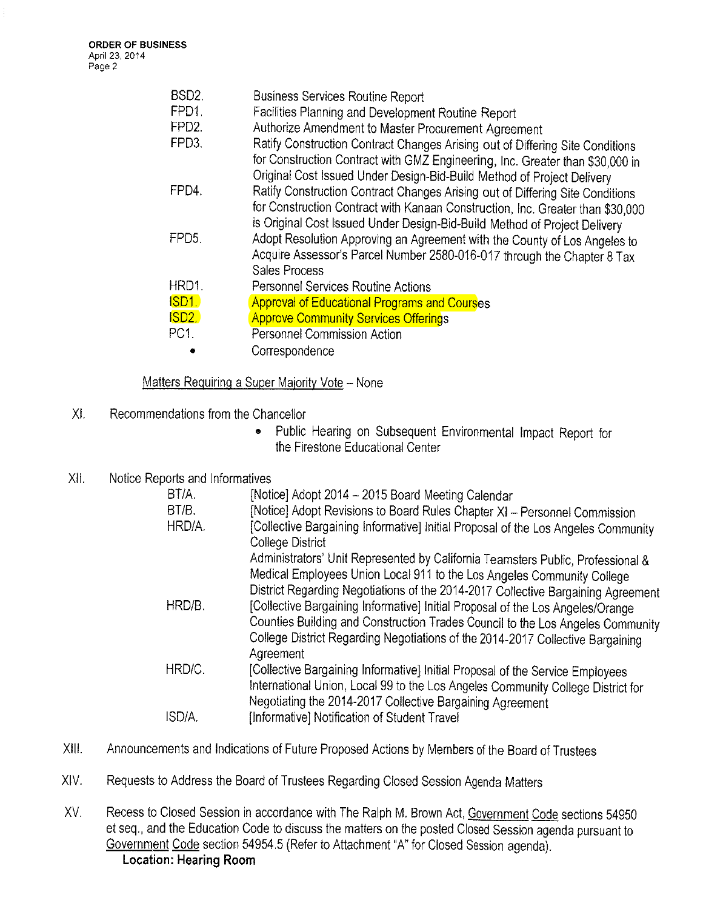| | |
|---|---|
| BSD2. | Business Services Routine Report |
| FPD1. | Facilities Planning and Development Routine Report |
| FPD2. | Authorize Amendment to Master Procurement Agreement |
| FPD3. | Ratify Construction Contract Changes Arising out of Differing Site Conditions for Construction Contract with GMZ Engineering, Inc. Greater than $30,000 in Original Cost Issued Under Design-Bid-Build Method of Project Delivery |
| FPD4. | Ratify Construction Contract Changes Arising out of Differing Site Conditions for Construction Contract with Kanaan Construction, Inc. Greater than $30,000 is Original Cost Issued Under Design-Bid-Build Method of Project Delivery |
| FPD5. | Adopt Resolution Approving an Agreement with the County of Los Angeles to Acquire Assessor's Parcel Number 2580-016-017 through the Chapter 8 Tax Sales Process |
| HRD1. | Personnel Services Routine Actions |
| ISD1. | Approval of Educational Programs and Courses |
| ISD2. | Approve Community Services Offerings |
| PC1. | Personnel Commission Action |
| • | Correspondence |

Matters Requiring a Super Majority Vote – None

XI. Recommendations from the Chancellor

- Public Hearing on Subsequent Environmental Impact Report for the Firestone Educational Center

XII. Notice Reports and Informatives

| | |
|---|---|
| BT/A. | [Notice] Adopt 2014 – 2015 Board Meeting Calendar |
| BT/B. | [Notice] Adopt Revisions to Board Rules Chapter XI – Personnel Commission |
| HRD/A. | [Collective Bargaining Informative] Initial Proposal of the Los Angeles Community College District Administrators' Unit Represented by California Teamsters Public, Professional & Medical Employees Union Local 911 to the Los Angeles Community College District Regarding Negotiations of the 2014-2017 Collective Bargaining Agreement |
| HRD/B. | [Collective Bargaining Informative] Initial Proposal of the Los Angeles/Orange Counties Building and Construction Trades Council to the Los Angeles Community College District Regarding Negotiations of the 2014-2017 Collective Bargaining Agreement |
| HRD/C. | [Collective Bargaining Informative] Initial Proposal of the Service Employees International Union, Local 99 to the Los Angeles Community College District for Negotiating the 2014-2017 Collective Bargaining Agreement |
| ISD/A. | [Informative] Notification of Student Travel |

XIII. Announcements and Indications of Future Proposed Actions by Members of the Board of Trustees

XIV. Requests to Address the Board of Trustees Regarding Closed Session Agenda Matters

XV. Recess to Closed Session in accordance with The Ralph M. Brown Act, Government Code sections 54950 et seq., and the Education Code to discuss the matters on the posted Closed Session agenda pursuant to Government Code section 54954.5 (Refer to Attachment "A" for Closed Session agenda).

**Location: Hearing Room**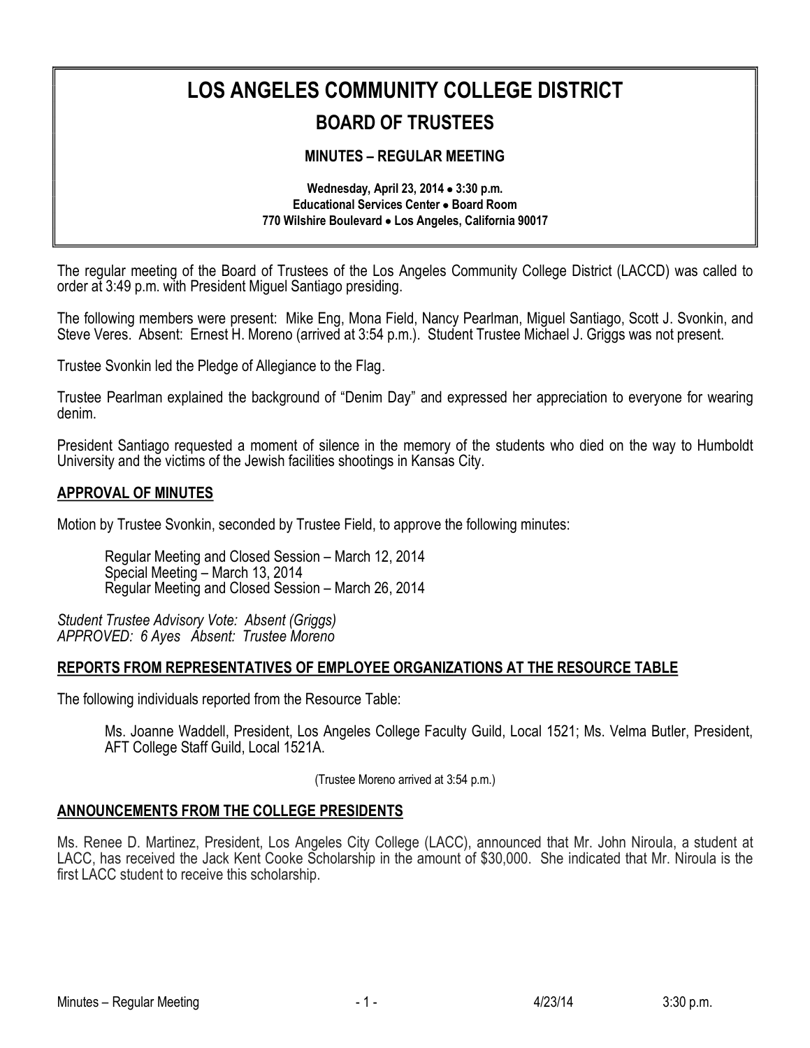# LOS ANGELES COMMUNITY COLLEGE DISTRICT

## BOARD OF TRUSTEES

### MINUTES – REGULAR MEETING

**Wednesday, April 23, 2014 • 3:30 p.m.**
**Educational Services Center • Board Room**
**770 Wilshire Boulevard • Los Angeles, California 90017**

The regular meeting of the Board of Trustees of the Los Angeles Community College District (LACCD) was called to order at 3:49 p.m. with President Miguel Santiago presiding.

The following members were present: Mike Eng, Mona Field, Nancy Pearlman, Miguel Santiago, Scott J. Svonkin, and Steve Veres. Absent: Ernest H. Moreno (arrived at 3:54 p.m.). Student Trustee Michael J. Griggs was not present.

Trustee Svonkin led the Pledge of Allegiance to the Flag.

Trustee Pearlman explained the background of "Denim Day" and expressed her appreciation to everyone for wearing denim.

President Santiago requested a moment of silence in the memory of the students who died on the way to Humboldt University and the victims of the Jewish facilities shootings in Kansas City.

**APPROVAL OF MINUTES**

Motion by Trustee Svonkin, seconded by Trustee Field, to approve the following minutes:

Regular Meeting and Closed Session – March 12, 2014
Special Meeting – March 13, 2014
Regular Meeting and Closed Session – March 26, 2014

*Student Trustee Advisory Vote: Absent (Griggs)*
*APPROVED: 6 Ayes Absent: Trustee Moreno*

**REPORTS FROM REPRESENTATIVES OF EMPLOYEE ORGANIZATIONS AT THE RESOURCE TABLE**

The following individuals reported from the Resource Table:

Ms. Joanne Waddell, President, Los Angeles College Faculty Guild, Local 1521; Ms. Velma Butler, President, AFT College Staff Guild, Local 1521A.

(Trustee Moreno arrived at 3:54 p.m.)

**ANNOUNCEMENTS FROM THE COLLEGE PRESIDENTS**

Ms. Renee D. Martinez, President, Los Angeles City College (LACC), announced that Mr. John Niroula, a student at LACC, has received the Jack Kent Cooke Scholarship in the amount of $30,000. She indicated that Mr. Niroula is the first LACC student to receive this scholarship.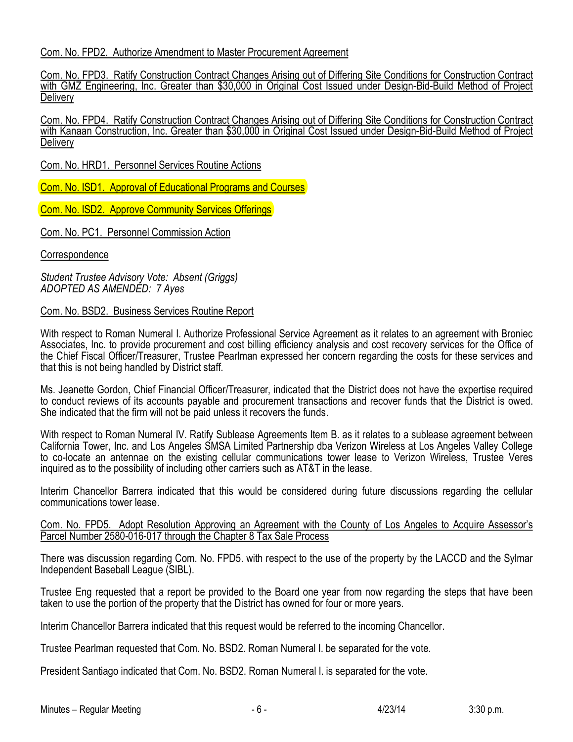Com. No. FPD2. Authorize Amendment to Master Procurement Agreement

Com. No. FPD3. Ratify Construction Contract Changes Arising out of Differing Site Conditions for Construction Contract with GMZ Engineering, Inc. Greater than $30,000 in Original Cost Issued under Design-Bid-Build Method of Project Delivery

Com. No. FPD4. Ratify Construction Contract Changes Arising out of Differing Site Conditions for Construction Contract with Kanaan Construction, Inc. Greater than $30,000 in Original Cost Issued under Design-Bid-Build Method of Project Delivery

Com. No. HRD1. Personnel Services Routine Actions

Com. No. ISD1. Approval of Educational Programs and Courses

Com. No. ISD2. Approve Community Services Offerings

Com. No. PC1. Personnel Commission Action

Correspondence

*Student Trustee Advisory Vote: Absent (Griggs)*
*ADOPTED AS AMENDED: 7 Ayes*

Com. No. BSD2. Business Services Routine Report

With respect to Roman Numeral I. Authorize Professional Service Agreement as it relates to an agreement with Broniec Associates, Inc. to provide procurement and cost billing efficiency analysis and cost recovery services for the Office of the Chief Fiscal Officer/Treasurer, Trustee Pearlman expressed her concern regarding the costs for these services and that this is not being handled by District staff.

Ms. Jeanette Gordon, Chief Financial Officer/Treasurer, indicated that the District does not have the expertise required to conduct reviews of its accounts payable and procurement transactions and recover funds that the District is owed. She indicated that the firm will not be paid unless it recovers the funds.

With respect to Roman Numeral IV. Ratify Sublease Agreements Item B. as it relates to a sublease agreement between California Tower, Inc. and Los Angeles SMSA Limited Partnership dba Verizon Wireless at Los Angeles Valley College to co-locate an antennae on the existing cellular communications tower lease to Verizon Wireless, Trustee Veres inquired as to the possibility of including other carriers such as AT&T in the lease.

Interim Chancellor Barrera indicated that this would be considered during future discussions regarding the cellular communications tower lease.

Com. No. FPD5. Adopt Resolution Approving an Agreement with the County of Los Angeles to Acquire Assessor's Parcel Number 2580-016-017 through the Chapter 8 Tax Sale Process

There was discussion regarding Com. No. FPD5. with respect to the use of the property by the LACCD and the Sylmar Independent Baseball League (SIBL).

Trustee Eng requested that a report be provided to the Board one year from now regarding the steps that have been taken to use the portion of the property that the District has owned for four or more years.

Interim Chancellor Barrera indicated that this request would be referred to the incoming Chancellor.

Trustee Pearlman requested that Com. No. BSD2. Roman Numeral I. be separated for the vote.

President Santiago indicated that Com. No. BSD2. Roman Numeral I. is separated for the vote.